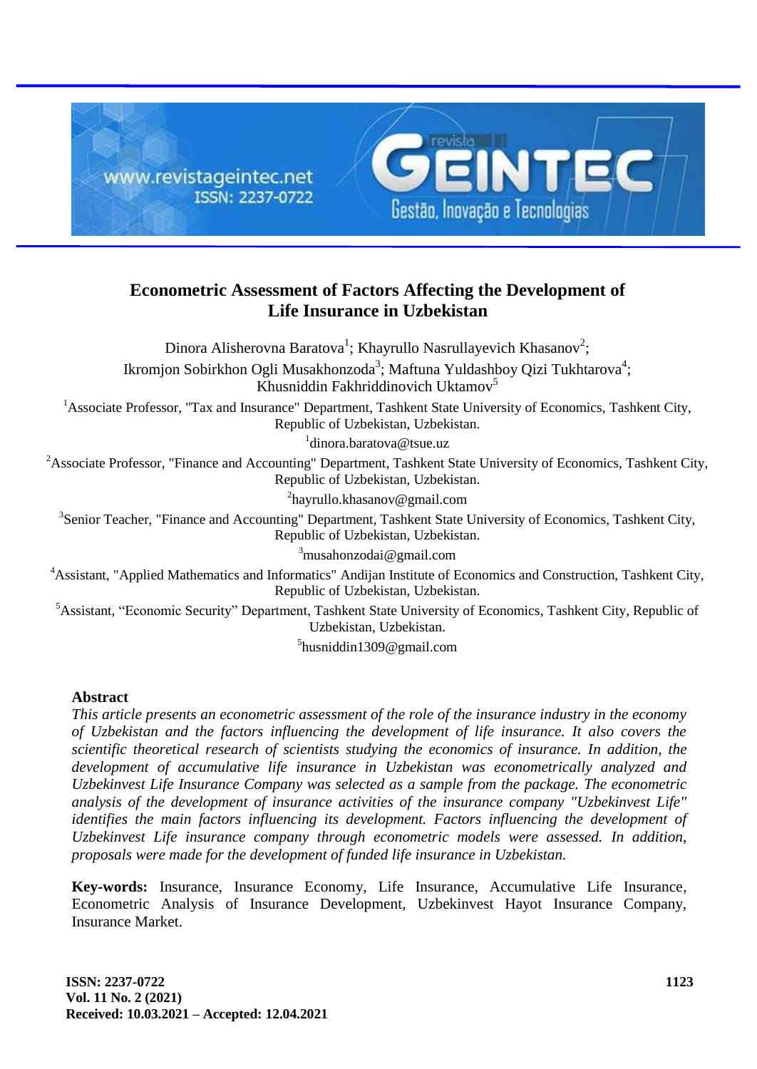# Econometric Assessment of Factors Affecting the Development of Life Insurance in Uzbekistan

Dinora Alisherovna Baratova[1]; Khayrullo Nasrullayevich Khasanov[2]; Ikromjon Sobirkhon Ogli Musakhonzoda[3]; Maftuna Yuldashboy Qizi Tukhtarova[4]; Khusniddin Fakhriddinovich Uktamov[5]

[1]Associate Professor, "Tax and Insurance" Department, Tashkent State University of Economics, Tashkent City, Republic of Uzbekistan, Uzbekistan.

[1]dinora.baratova@tsue.uz

[2]Associate Professor, "Finance and Accounting" Department, Tashkent State University of Economics, Tashkent City, Republic of Uzbekistan, Uzbekistan.

[2]hayrullo.khasanov@gmail.com

[3]Senior Teacher, "Finance and Accounting" Department, Tashkent State University of Economics, Tashkent City, Republic of Uzbekistan, Uzbekistan.

[3]musahonzodai@gmail.com

[4]Assistant, "Applied Mathematics and Informatics" Andijan Institute of Economics and Construction, Tashkent City, Republic of Uzbekistan, Uzbekistan.

[5]Assistant, "Economic Security" Department, Tashkent State University of Economics, Tashkent City, Republic of Uzbekistan, Uzbekistan.

[5]husniddin1309@gmail.com

### Abstract

*This article presents an econometric assessment of the role of the insurance industry in the economy of Uzbekistan and the factors influencing the development of life insurance. It also covers the scientific theoretical research of scientists studying the economics of insurance. In addition, the development of accumulative life insurance in Uzbekistan was econometrically analyzed and Uzbekinvest Life Insurance Company was selected as a sample from the package. The econometric analysis of the development of insurance activities of the insurance company "Uzbekinvest Life" identifies the main factors influencing its development. Factors influencing the development of Uzbekinvest Life insurance company through econometric models were assessed. In addition, proposals were made for the development of funded life insurance in Uzbekistan.*

**Key-words:** Insurance, Insurance Economy, Life Insurance, Accumulative Life Insurance, Econometric Analysis of Insurance Development, Uzbekinvest Hayot Insurance Company, Insurance Market.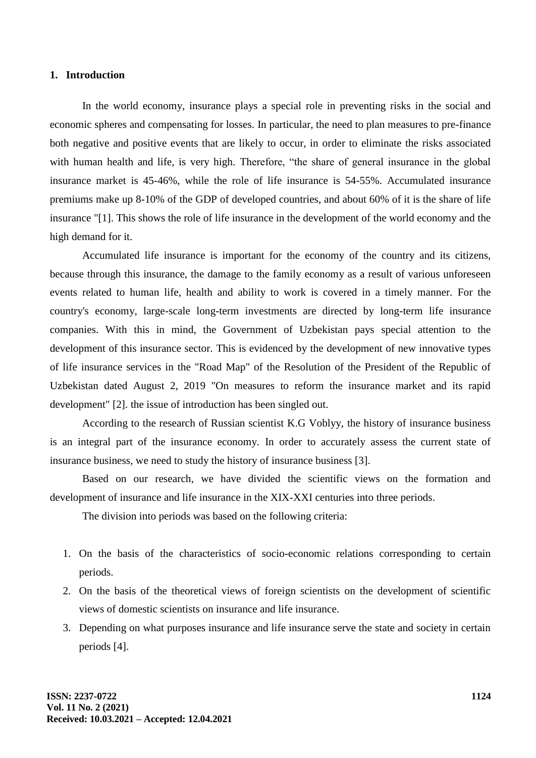## 1. Introduction

In the world economy, insurance plays a special role in preventing risks in the social and economic spheres and compensating for losses. In particular, the need to plan measures to pre-finance both negative and positive events that are likely to occur, in order to eliminate the risks associated with human health and life, is very high. Therefore, "the share of general insurance in the global insurance market is 45-46%, while the role of life insurance is 54-55%. Accumulated insurance premiums make up 8-10% of the GDP of developed countries, and about 60% of it is the share of life insurance "[1]. This shows the role of life insurance in the development of the world economy and the high demand for it.

Accumulated life insurance is important for the economy of the country and its citizens, because through this insurance, the damage to the family economy as a result of various unforeseen events related to human life, health and ability to work is covered in a timely manner. For the country's economy, large-scale long-term investments are directed by long-term life insurance companies. With this in mind, the Government of Uzbekistan pays special attention to the development of this insurance sector. This is evidenced by the development of new innovative types of life insurance services in the "Road Map" of the Resolution of the President of the Republic of Uzbekistan dated August 2, 2019 "On measures to reform the insurance market and its rapid development" [2]. the issue of introduction has been singled out.

According to the research of Russian scientist K.G Voblyy, the history of insurance business is an integral part of the insurance economy. In order to accurately assess the current state of insurance business, we need to study the history of insurance business [3].

Based on our research, we have divided the scientific views on the formation and development of insurance and life insurance in the XIX-XXI centuries into three periods.

The division into periods was based on the following criteria:

1. On the basis of the characteristics of socio-economic relations corresponding to certain periods.
2. On the basis of the theoretical views of foreign scientists on the development of scientific views of domestic scientists on insurance and life insurance.
3. Depending on what purposes insurance and life insurance serve the state and society in certain periods [4].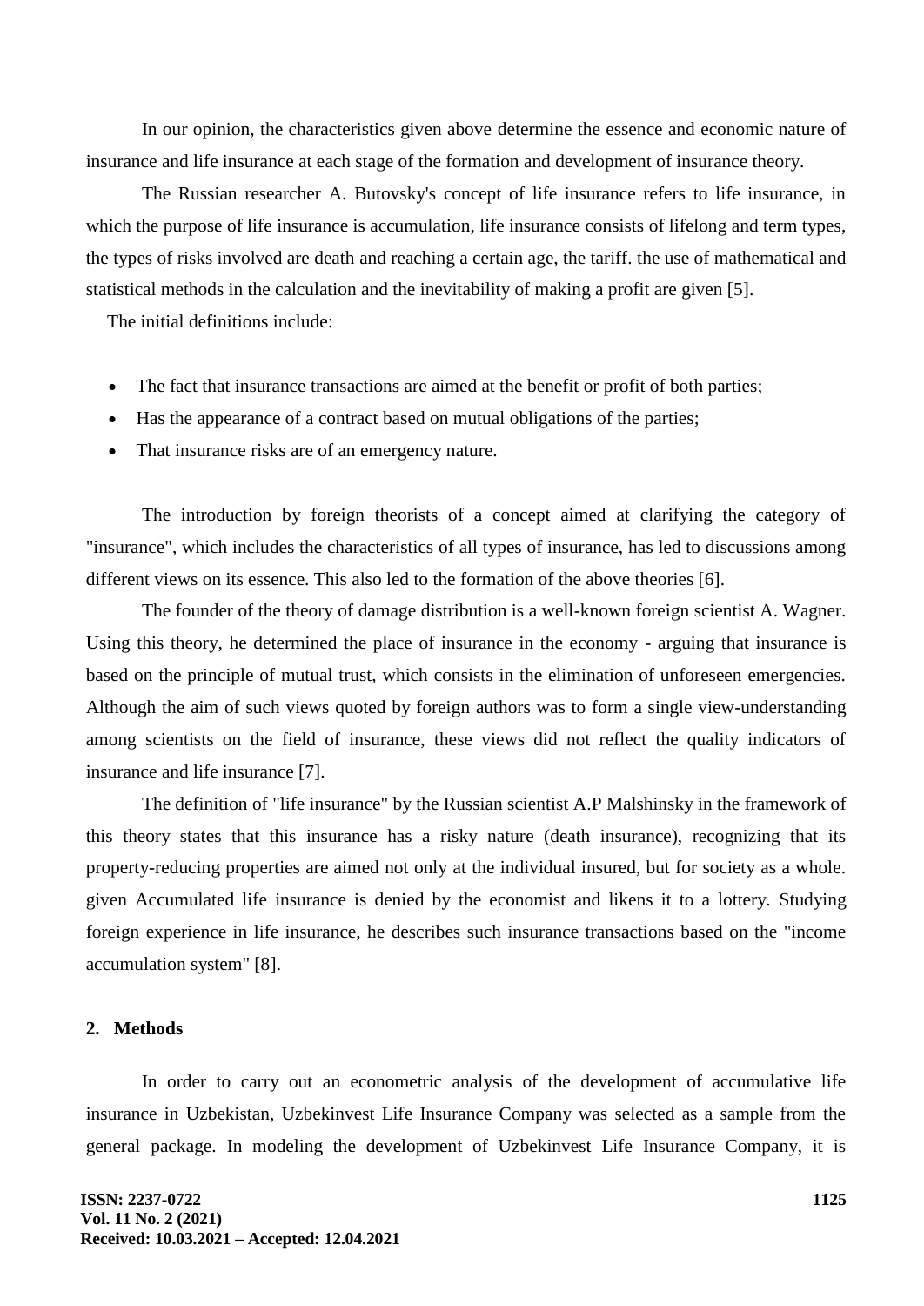In our opinion, the characteristics given above determine the essence and economic nature of insurance and life insurance at each stage of the formation and development of insurance theory.

The Russian researcher A. Butovsky's concept of life insurance refers to life insurance, in which the purpose of life insurance is accumulation, life insurance consists of lifelong and term types, the types of risks involved are death and reaching a certain age, the tariff. the use of mathematical and statistical methods in the calculation and the inevitability of making a profit are given [5].

The initial definitions include:

- The fact that insurance transactions are aimed at the benefit or profit of both parties;
- Has the appearance of a contract based on mutual obligations of the parties;
- That insurance risks are of an emergency nature.

The introduction by foreign theorists of a concept aimed at clarifying the category of "insurance", which includes the characteristics of all types of insurance, has led to discussions among different views on its essence. This also led to the formation of the above theories [6].

The founder of the theory of damage distribution is a well-known foreign scientist A. Wagner. Using this theory, he determined the place of insurance in the economy - arguing that insurance is based on the principle of mutual trust, which consists in the elimination of unforeseen emergencies. Although the aim of such views quoted by foreign authors was to form a single view-understanding among scientists on the field of insurance, these views did not reflect the quality indicators of insurance and life insurance [7].

The definition of "life insurance" by the Russian scientist A.P Malshinsky in the framework of this theory states that this insurance has a risky nature (death insurance), recognizing that its property-reducing properties are aimed not only at the individual insured, but for society as a whole. given Accumulated life insurance is denied by the economist and likens it to a lottery. Studying foreign experience in life insurance, he describes such insurance transactions based on the "income accumulation system" [8].

## 2. Methods

In order to carry out an econometric analysis of the development of accumulative life insurance in Uzbekistan, Uzbekinvest Life Insurance Company was selected as a sample from the general package. In modeling the development of Uzbekinvest Life Insurance Company, it is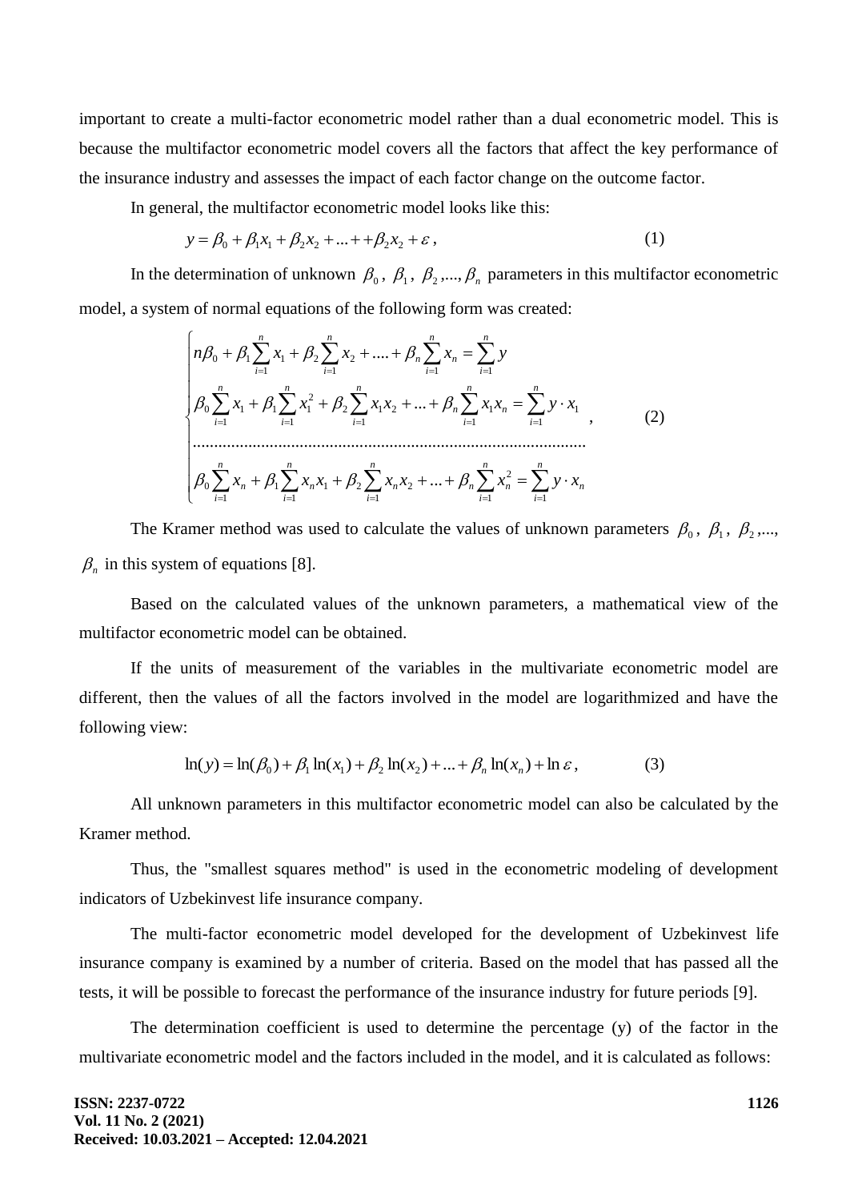important to create a multi-factor econometric model rather than a dual econometric model. This is because the multifactor econometric model covers all the factors that affect the key performance of the insurance industry and assesses the impact of each factor change on the outcome factor.

In general, the multifactor econometric model looks like this:

$$y = \beta_0 + \beta_1 x_1 + \beta_2 x_2 + ... + + \beta_2 x_2 + \varepsilon, \tag{1}$$

In the determination of unknown $\beta_0$, $\beta_1$, $\beta_2, ..., \beta_n$ parameters in this multifactor econometric model, a system of normal equations of the following form was created:

$$\begin{cases} n\beta_0 + \beta_1 \sum_{i=1}^{n} x_1 + \beta_2 \sum_{i=1}^{n} x_2 + .... + \beta_n \sum_{i=1}^{n} x_n = \sum_{i=1}^{n} y \\ \beta_0 \sum_{i=1}^{n} x_1 + \beta_1 \sum_{i=1}^{n} x_1^2 + \beta_2 \sum_{i=1}^{n} x_1 x_2 + ... + \beta_n \sum_{i=1}^{n} x_1 x_n = \sum_{i=1}^{n} y \cdot x_1 \\ .......................................................................................... \\ \beta_0 \sum_{i=1}^{n} x_n + \beta_1 \sum_{i=1}^{n} x_n x_1 + \beta_2 \sum_{i=1}^{n} x_n x_2 + ... + \beta_n \sum_{i=1}^{n} x_n^2 = \sum_{i=1}^{n} y \cdot x_n \end{cases}, \tag{2}$$

The Kramer method was used to calculate the values of unknown parameters $\beta_0$, $\beta_1$, $\beta_2$,..., $\beta_n$ in this system of equations [8].

Based on the calculated values of the unknown parameters, a mathematical view of the multifactor econometric model can be obtained.

If the units of measurement of the variables in the multivariate econometric model are different, then the values of all the factors involved in the model are logarithmized and have the following view:

$$\ln(y) = \ln(\beta_0) + \beta_1 \ln(x_1) + \beta_2 \ln(x_2) + ... + \beta_n \ln(x_n) + \ln \varepsilon, \tag{3}$$

All unknown parameters in this multifactor econometric model can also be calculated by the Kramer method.

Thus, the "smallest squares method" is used in the econometric modeling of development indicators of Uzbekinvest life insurance company.

The multi-factor econometric model developed for the development of Uzbekinvest life insurance company is examined by a number of criteria. Based on the model that has passed all the tests, it will be possible to forecast the performance of the insurance industry for future periods [9].

The determination coefficient is used to determine the percentage (y) of the factor in the multivariate econometric model and the factors included in the model, and it is calculated as follows: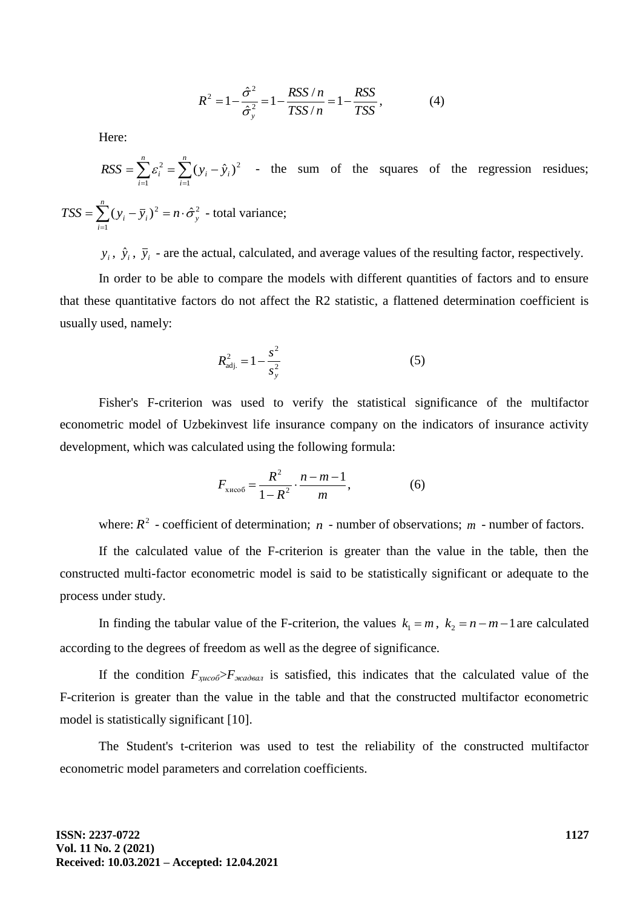$$R^2 = 1 - \frac{\hat{\sigma}^2}{\hat{\sigma}_y^2} = 1 - \frac{RSS/n}{TSS/n} = 1 - \frac{RSS}{TSS}, \qquad (4)$$

Here:

$RSS = \sum_{i=1}^{n} \varepsilon_i^2 = \sum_{i=1}^{n} (y_i - \hat{y}_i)^2$ - the sum of the squares of the regression residues;

$TSS = \sum_{i=1}^{n} (y_i - \bar{y}_i)^2 = n \cdot \hat{\sigma}_y^2$ - total variance;

$y_i$, $\hat{y}_i$, $\bar{y}_i$ - are the actual, calculated, and average values of the resulting factor, respectively.

In order to be able to compare the models with different quantities of factors and to ensure that these quantitative factors do not affect the R2 statistic, a flattened determination coefficient is usually used, namely:

$$R_{\text{adj.}}^2 = 1 - \frac{s^2}{s_y^2} \qquad (5)$$

Fisher's F-criterion was used to verify the statistical significance of the multifactor econometric model of Uzbekinvest life insurance company on the indicators of insurance activity development, which was calculated using the following formula:

$$F_{\text{хисоб}} = \frac{R^2}{1 - R^2} \cdot \frac{n - m - 1}{m}, \qquad (6)$$

where: $R^2$ - coefficient of determination; $n$ - number of observations; $m$ - number of factors.

If the calculated value of the F-criterion is greater than the value in the table, then the constructed multi-factor econometric model is said to be statistically significant or adequate to the process under study.

In finding the tabular value of the F-criterion, the values $k_1 = m$, $k_2 = n - m - 1$ are calculated according to the degrees of freedom as well as the degree of significance.

If the condition $F_{\text{хисоб}} > F_{\text{жадвал}}$ is satisfied, this indicates that the calculated value of the F-criterion is greater than the value in the table and that the constructed multifactor econometric model is statistically significant [10].

The Student's t-criterion was used to test the reliability of the constructed multifactor econometric model parameters and correlation coefficients.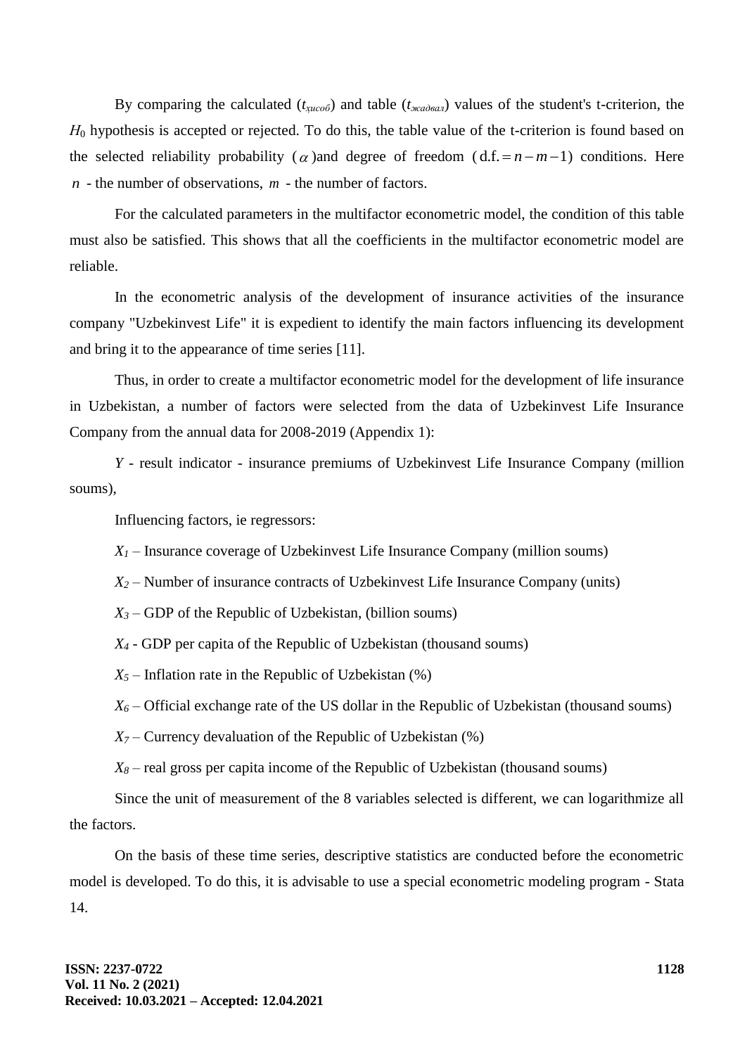By comparing the calculated ($t_{ҳисоб}$) and table ($t_{жадвал}$) values of the student's t-criterion, the $H_0$ hypothesis is accepted or rejected. To do this, the table value of the t-criterion is found based on the selected reliability probability ($\alpha$) and degree of freedom ($\text{d.f.} = n - m - 1$) conditions. Here $n$ - the number of observations, $m$ - the number of factors.

For the calculated parameters in the multifactor econometric model, the condition of this table must also be satisfied. This shows that all the coefficients in the multifactor econometric model are reliable.

In the econometric analysis of the development of insurance activities of the insurance company "Uzbekinvest Life" it is expedient to identify the main factors influencing its development and bring it to the appearance of time series [11].

Thus, in order to create a multifactor econometric model for the development of life insurance in Uzbekistan, a number of factors were selected from the data of Uzbekinvest Life Insurance Company from the annual data for 2008-2019 (Appendix 1):

$Y$ - result indicator - insurance premiums of Uzbekinvest Life Insurance Company (million soums),

Influencing factors, ie regressors:

$X_1$ – Insurance coverage of Uzbekinvest Life Insurance Company (million soums)

$X_2$ – Number of insurance contracts of Uzbekinvest Life Insurance Company (units)

$X_3$ – GDP of the Republic of Uzbekistan, (billion soums)

$X_4$ - GDP per capita of the Republic of Uzbekistan (thousand soums)

$X_5$ – Inflation rate in the Republic of Uzbekistan (%)

$X_6$ – Official exchange rate of the US dollar in the Republic of Uzbekistan (thousand soums)

$X_7$ – Currency devaluation of the Republic of Uzbekistan (%)

$X_8$ – real gross per capita income of the Republic of Uzbekistan (thousand soums)

Since the unit of measurement of the 8 variables selected is different, we can logarithmize all the factors.

On the basis of these time series, descriptive statistics are conducted before the econometric model is developed. To do this, it is advisable to use a special econometric modeling program - Stata 14.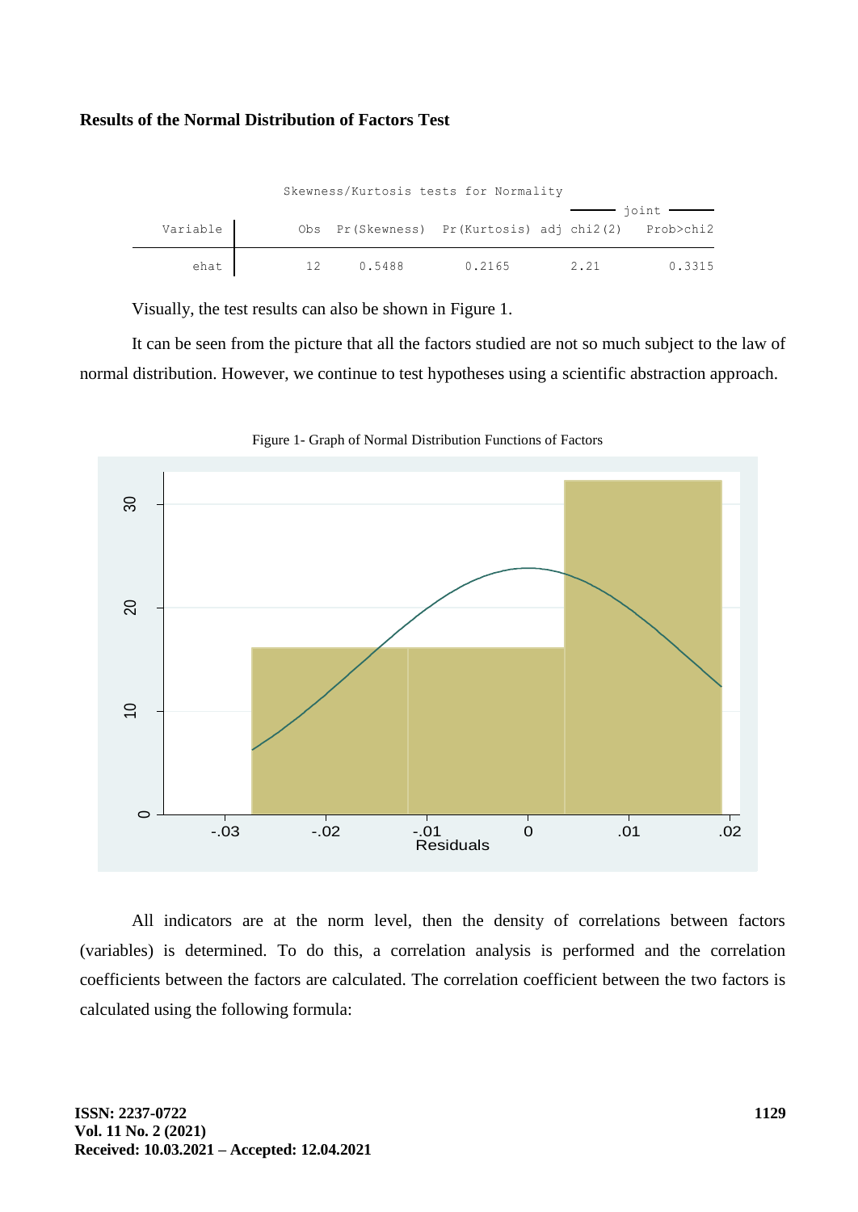**Results of the Normal Distribution of Factors Test**

Skewness/Kurtosis tests for Normality

| Variable | Obs | Pr(Skewness) | Pr(Kurtosis) | joint adj chi2(2) | joint Prob>chi2 |
|---|---|---|---|---|---|
| ehat | 12 | 0.5488 | 0.2165 | 2.21 | 0.3315 |

Visually, the test results can also be shown in Figure 1.

It can be seen from the picture that all the factors studied are not so much subject to the law of normal distribution. However, we continue to test hypotheses using a scientific abstraction approach.

Figure 1- Graph of Normal Distribution Functions of Factors

All indicators are at the norm level, then the density of correlations between factors (variables) is determined. To do this, a correlation analysis is performed and the correlation coefficients between the factors are calculated. The correlation coefficient between the two factors is calculated using the following formula: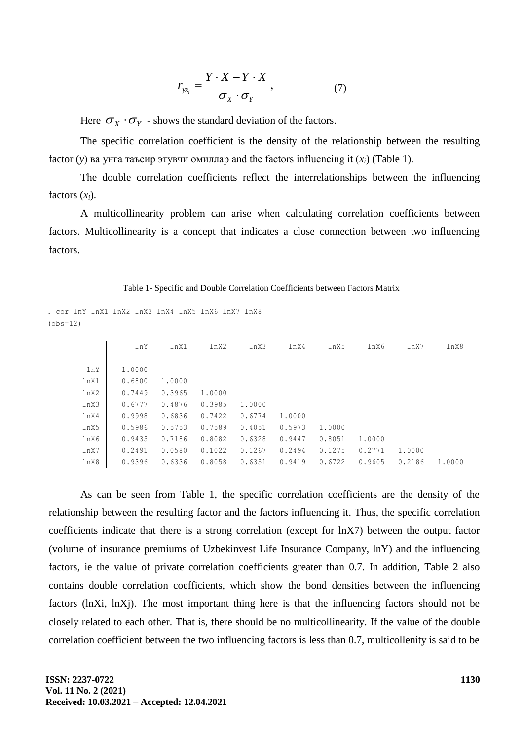$$r_{yx_i} = \frac{\overline{Y \cdot X} - \overline{Y} \cdot \overline{X}}{\sigma_X \cdot \sigma_Y}, \tag{7}$$

Here $\sigma_X \cdot \sigma_Y$ - shows the standard deviation of the factors.

The specific correlation coefficient is the density of the relationship between the resulting factor ($y$) ва унга таъсир этувчи омиллар and the factors influencing it ($x_i$) (Table 1).

The double correlation coefficients reflect the interrelationships between the influencing factors ($x_i$).

A multicollinearity problem can arise when calculating correlation coefficients between factors. Multicollinearity is a concept that indicates a close connection between two influencing factors.

Table 1- Specific and Double Correlation Coefficients between Factors Matrix

```
. cor lnY lnX1 lnX2 lnX3 lnX4 lnX5 lnX6 lnX7 lnX8
(obs=12)
```

| | lnY | lnX1 | lnX2 | lnX3 | lnX4 | lnX5 | lnX6 | lnX7 | lnX8 |
|---|---|---|---|---|---|---|---|---|---|
| lnY | 1.0000 | | | | | | | | |
| lnX1 | 0.6800 | 1.0000 | | | | | | | |
| lnX2 | 0.7449 | 0.3965 | 1.0000 | | | | | | |
| lnX3 | 0.6777 | 0.4876 | 0.3985 | 1.0000 | | | | | |
| lnX4 | 0.9998 | 0.6836 | 0.7422 | 0.6774 | 1.0000 | | | | |
| lnX5 | 0.5986 | 0.5753 | 0.7589 | 0.4051 | 0.5973 | 1.0000 | | | |
| lnX6 | 0.9435 | 0.7186 | 0.8082 | 0.6328 | 0.9447 | 0.8051 | 1.0000 | | |
| lnX7 | 0.2491 | 0.0580 | 0.1022 | 0.1267 | 0.2494 | 0.1275 | 0.2771 | 1.0000 | |
| lnX8 | 0.9396 | 0.6336 | 0.8058 | 0.6351 | 0.9419 | 0.6722 | 0.9605 | 0.2186 | 1.0000 |

As can be seen from Table 1, the specific correlation coefficients are the density of the relationship between the resulting factor and the factors influencing it. Thus, the specific correlation coefficients indicate that there is a strong correlation (except for lnX7) between the output factor (volume of insurance premiums of Uzbekinvest Life Insurance Company, lnY) and the influencing factors, ie the value of private correlation coefficients greater than 0.7. In addition, Table 2 also contains double correlation coefficients, which show the bond densities between the influencing factors (lnXi, lnXj). The most important thing here is that the influencing factors should not be closely related to each other. That is, there should be no multicollinearity. If the value of the double correlation coefficient between the two influencing factors is less than 0.7, multicollenity is said to be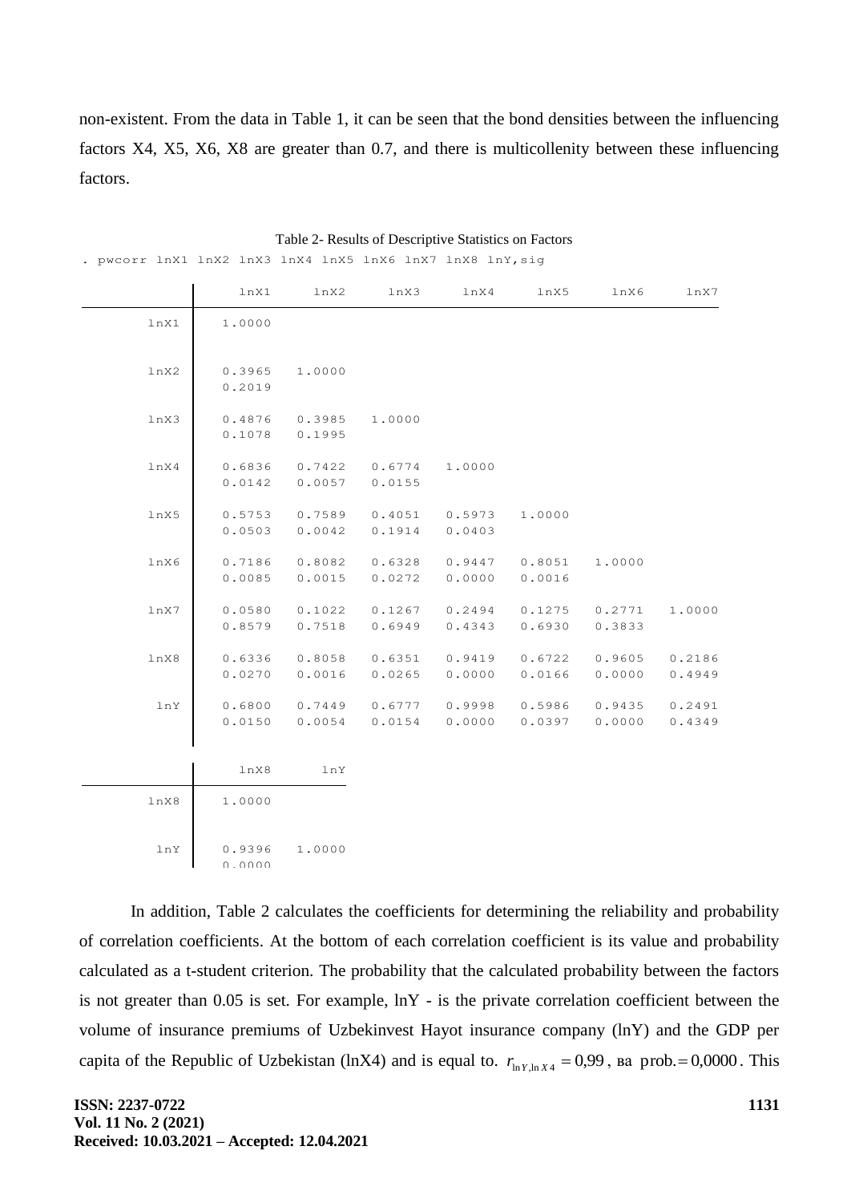non-existent. From the data in Table 1, it can be seen that the bond densities between the influencing factors X4, X5, X6, X8 are greater than 0.7, and there is multicollenity between these influencing factors.

Table 2- Results of Descriptive Statistics on Factors

```
. pwcorr lnX1 lnX2 lnX3 lnX4 lnX5 lnX6 lnX7 lnX8 lnY,sig
```

| | lnX1 | lnX2 | lnX3 | lnX4 | lnX5 | lnX6 | lnX7 |
|---|---|---|---|---|---|---|---|
| lnX1 | 1.0000 | | | | | | |
| lnX2 | 0.3965 | 1.0000 | | | | | |
| | 0.2019 | | | | | | |
| lnX3 | 0.4876 | 0.3985 | 1.0000 | | | | |
| | 0.1078 | 0.1995 | | | | | |
| lnX4 | 0.6836 | 0.7422 | 0.6774 | 1.0000 | | | |
| | 0.0142 | 0.0057 | 0.0155 | | | | |
| lnX5 | 0.5753 | 0.7589 | 0.4051 | 0.5973 | 1.0000 | | |
| | 0.0503 | 0.0042 | 0.1914 | 0.0403 | | | |
| lnX6 | 0.7186 | 0.8082 | 0.6328 | 0.9447 | 0.8051 | 1.0000 | |
| | 0.0085 | 0.0015 | 0.0272 | 0.0000 | 0.0016 | | |
| lnX7 | 0.0580 | 0.1022 | 0.1267 | 0.2494 | 0.1275 | 0.2771 | 1.0000 |
| | 0.8579 | 0.7518 | 0.6949 | 0.4343 | 0.6930 | 0.3833 | |
| lnX8 | 0.6336 | 0.8058 | 0.6351 | 0.9419 | 0.6722 | 0.9605 | 0.2186 |
| | 0.0270 | 0.0016 | 0.0265 | 0.0000 | 0.0166 | 0.0000 | 0.4949 |
| lnY | 0.6800 | 0.7449 | 0.6777 | 0.9998 | 0.5986 | 0.9435 | 0.2491 |
| | 0.0150 | 0.0054 | 0.0154 | 0.0000 | 0.0397 | 0.0000 | 0.4349 |

| | lnX8 | lnY |
|---|---|---|
| lnX8 | 1.0000 | |
| lnY | 0.9396 | 1.0000 |
| | 0.0000 | |

In addition, Table 2 calculates the coefficients for determining the reliability and probability of correlation coefficients. At the bottom of each correlation coefficient is its value and probability calculated as a t-student criterion. The probability that the calculated probability between the factors is not greater than 0.05 is set. For example, lnY - is the private correlation coefficient between the volume of insurance premiums of Uzbekinvest Hayot insurance company (lnY) and the GDP per capita of the Republic of Uzbekistan (lnX4) and is equal to. $r_{\ln Y, \ln X4} = 0{,}99$, ва $\text{prob.} = 0{,}0000$. This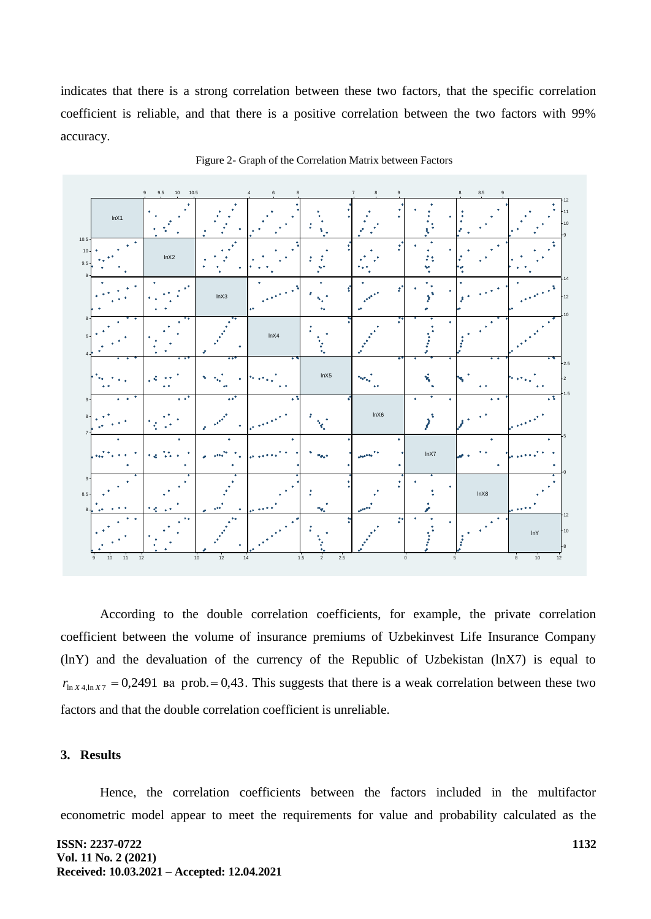indicates that there is a strong correlation between these two factors, that the specific correlation coefficient is reliable, and that there is a positive correlation between the two factors with 99% accuracy.

Figure 2- Graph of the Correlation Matrix between Factors

According to the double correlation coefficients, for example, the private correlation coefficient between the volume of insurance premiums of Uzbekinvest Life Insurance Company (lnY) and the devaluation of the currency of the Republic of Uzbekistan (lnX7) is equal to $r_{\ln X4, \ln X7} = 0{,}2491$ ва $\text{prob.} = 0{,}43$. This suggests that there is a weak correlation between these two factors and that the double correlation coefficient is unreliable.

## 3. Results

Hence, the correlation coefficients between the factors included in the multifactor econometric model appear to meet the requirements for value and probability calculated as the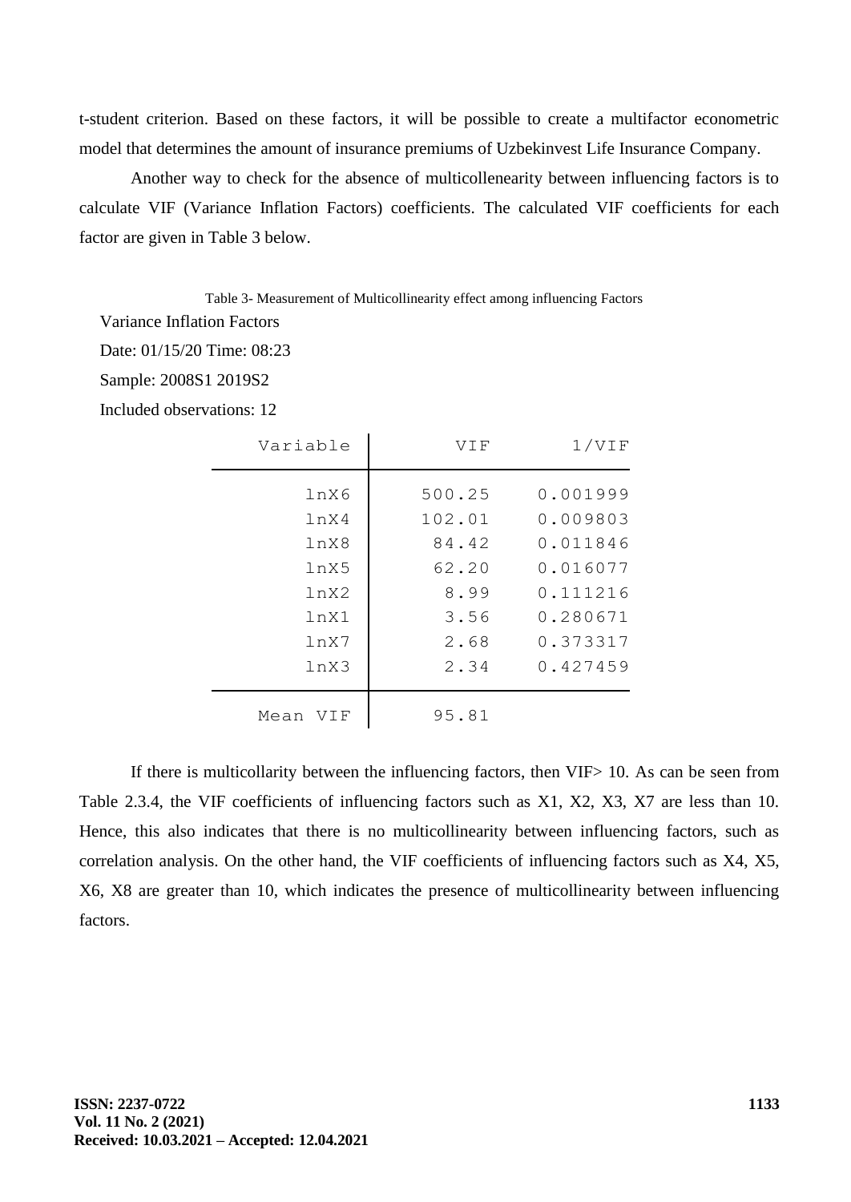t-student criterion. Based on these factors, it will be possible to create a multifactor econometric model that determines the amount of insurance premiums of Uzbekinvest Life Insurance Company.

Another way to check for the absence of multicollenearity between influencing factors is to calculate VIF (Variance Inflation Factors) coefficients. The calculated VIF coefficients for each factor are given in Table 3 below.

Table 3- Measurement of Multicollinearity effect among influencing Factors

Variance Inflation Factors

Date: 01/15/20 Time: 08:23

Sample: 2008S1 2019S2

Included observations: 12

| Variable | VIF | 1/VIF |
|---|---|---|
| lnX6 | 500.25 | 0.001999 |
| lnX4 | 102.01 | 0.009803 |
| lnX8 | 84.42 | 0.011846 |
| lnX5 | 62.20 | 0.016077 |
| lnX2 | 8.99 | 0.111216 |
| lnX1 | 3.56 | 0.280671 |
| lnX7 | 2.68 | 0.373317 |
| lnX3 | 2.34 | 0.427459 |
| Mean VIF | 95.81 | |

If there is multicollarity between the influencing factors, then VIF> 10. As can be seen from Table 2.3.4, the VIF coefficients of influencing factors such as X1, X2, X3, X7 are less than 10. Hence, this also indicates that there is no multicollinearity between influencing factors, such as correlation analysis. On the other hand, the VIF coefficients of influencing factors such as X4, X5, X6, X8 are greater than 10, which indicates the presence of multicollinearity between influencing factors.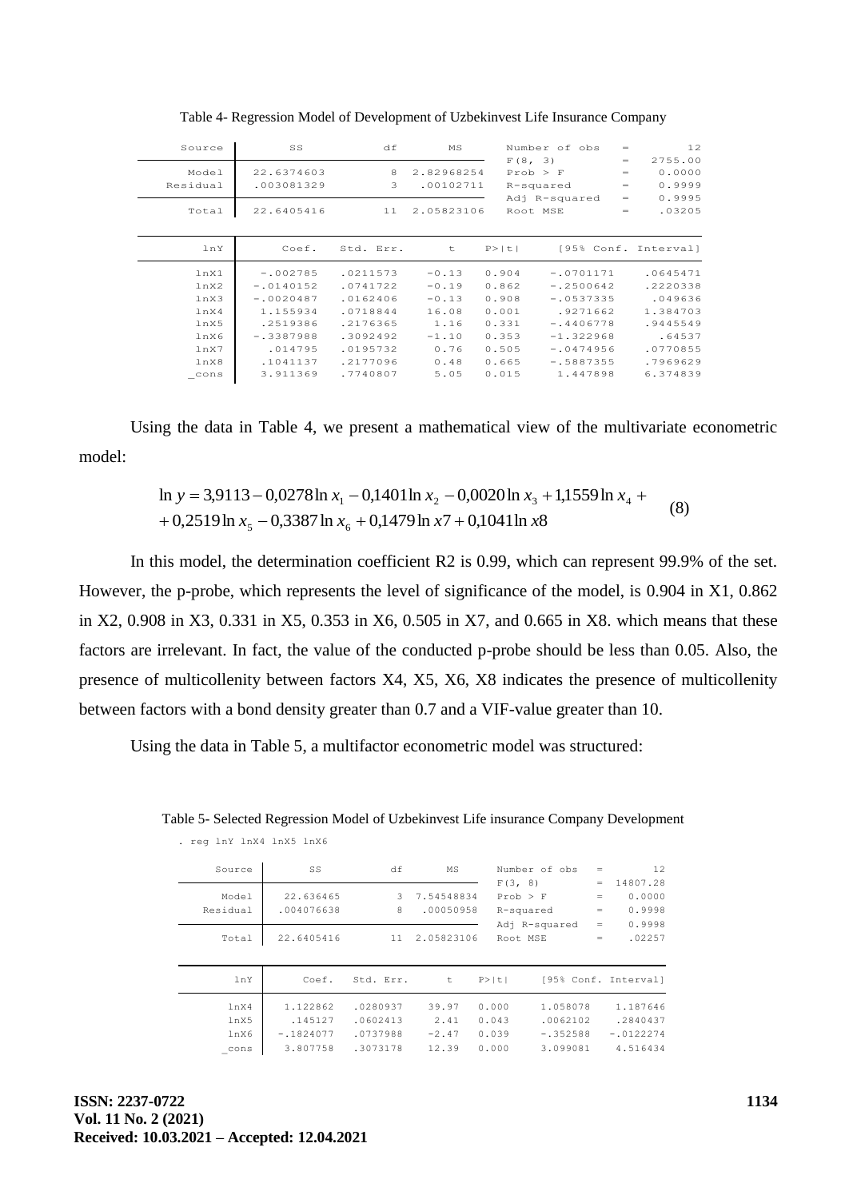Table 4- Regression Model of Development of Uzbekinvest Life Insurance Company

| Source | SS | df | MS | | |
|---|---|---|---|---|---|
| | | | | Number of obs = | 12 |
| | | | | F(8, 3) = | 2755.00 |
| Model | 22.6374603 | 8 | 2.82968254 | Prob > F = | 0.0000 |
| Residual | .003081329 | 3 | .00102711 | R-squared = | 0.9999 |
| | | | | Adj R-squared = | 0.9995 |
| Total | 22.6405416 | 11 | 2.05823106 | Root MSE = | .03205 |

| lnY | Coef. | Std. Err. | t | P>\|t\| | [95% Conf. | Interval] |
|---|---|---|---|---|---|---|
| lnX1 | -.002785 | .0211573 | -0.13 | 0.904 | -.0701171 | .0645471 |
| lnX2 | -.0140152 | .0741722 | -0.19 | 0.862 | -.2500642 | .2220338 |
| lnX3 | -.0020487 | .0162406 | -0.13 | 0.908 | -.0537335 | .049636 |
| lnX4 | 1.155934 | .0718844 | 16.08 | 0.001 | .9271662 | 1.384703 |
| lnX5 | .2519386 | .2176365 | 1.16 | 0.331 | -.4406778 | .9445549 |
| lnX6 | -.3387988 | .3092492 | -1.10 | 0.353 | -1.322968 | .64537 |
| lnX7 | .014795 | .0195732 | 0.76 | 0.505 | -.0474956 | .0770855 |
| lnX8 | .1041137 | .2177096 | 0.48 | 0.665 | -.5887355 | .7969629 |
| _cons | 3.911369 | .7740807 | 5.05 | 0.015 | 1.447898 | 6.374839 |

Using the data in Table 4, we present a mathematical view of the multivariate econometric model:

$$\ln y = 3{,}9113 - 0{,}0278 \ln x_1 - 0{,}1401 \ln x_2 - 0{,}0020 \ln x_3 + 1{,}1559 \ln x_4 + \\ + 0{,}2519 \ln x_5 - 0{,}3387 \ln x_6 + 0{,}1479 \ln x7 + 0{,}1041 \ln x8 \quad (8)$$

In this model, the determination coefficient R2 is 0.99, which can represent 99.9% of the set. However, the p-probe, which represents the level of significance of the model, is 0.904 in X1, 0.862 in X2, 0.908 in X3, 0.331 in X5, 0.353 in X6, 0.505 in X7, and 0.665 in X8. which means that these factors are irrelevant. In fact, the value of the conducted p-probe should be less than 0.05. Also, the presence of multicollenity between factors X4, X5, X6, X8 indicates the presence of multicollenity between factors with a bond density greater than 0.7 and a VIF-value greater than 10.

Using the data in Table 5, a multifactor econometric model was structured:

Table 5- Selected Regression Model of Uzbekinvest Life insurance Company Development

```
. reg lnY lnX4 lnX5 lnX6
```

| Source | SS | df | MS | | |
|---|---|---|---|---|---|
| | | | | Number of obs = | 12 |
| | | | | F(3, 8) = | 14807.28 |
| Model | 22.636465 | 3 | 7.54548834 | Prob > F = | 0.0000 |
| Residual | .004076638 | 8 | .00050958 | R-squared = | 0.9998 |
| | | | | Adj R-squared = | 0.9998 |
| Total | 22.6405416 | 11 | 2.05823106 | Root MSE = | .02257 |

| lnY | Coef. | Std. Err. | t | P>\|t\| | [95% Conf. | Interval] |
|---|---|---|---|---|---|---|
| lnX4 | 1.122862 | .0280937 | 39.97 | 0.000 | 1.058078 | 1.187646 |
| lnX5 | .145127 | .0602413 | 2.41 | 0.043 | .0062102 | .2840437 |
| lnX6 | -.1824077 | .0737988 | -2.47 | 0.039 | -.352588 | -.0122274 |
| _cons | 3.807758 | .3073178 | 12.39 | 0.000 | 3.099081 | 4.516434 |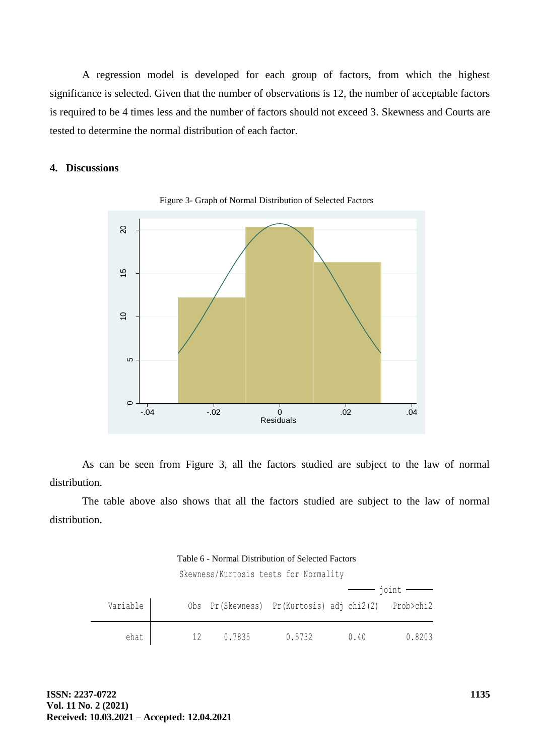A regression model is developed for each group of factors, from which the highest significance is selected. Given that the number of observations is 12, the number of acceptable factors is required to be 4 times less and the number of factors should not exceed 3. Skewness and Courts are tested to determine the normal distribution of each factor.

## 4. Discussions

Figure 3- Graph of Normal Distribution of Selected Factors

As can be seen from Figure 3, all the factors studied are subject to the law of normal distribution.

The table above also shows that all the factors studied are subject to the law of normal distribution.

Table 6 - Normal Distribution of Selected Factors

Skewness/Kurtosis tests for Normality

| Variable | Obs | Pr(Skewness) | Pr(Kurtosis) | joint adj chi2(2) | joint Prob>chi2 |
|---|---|---|---|---|---|
| ehat | 12 | 0.7835 | 0.5732 | 0.40 | 0.8203 |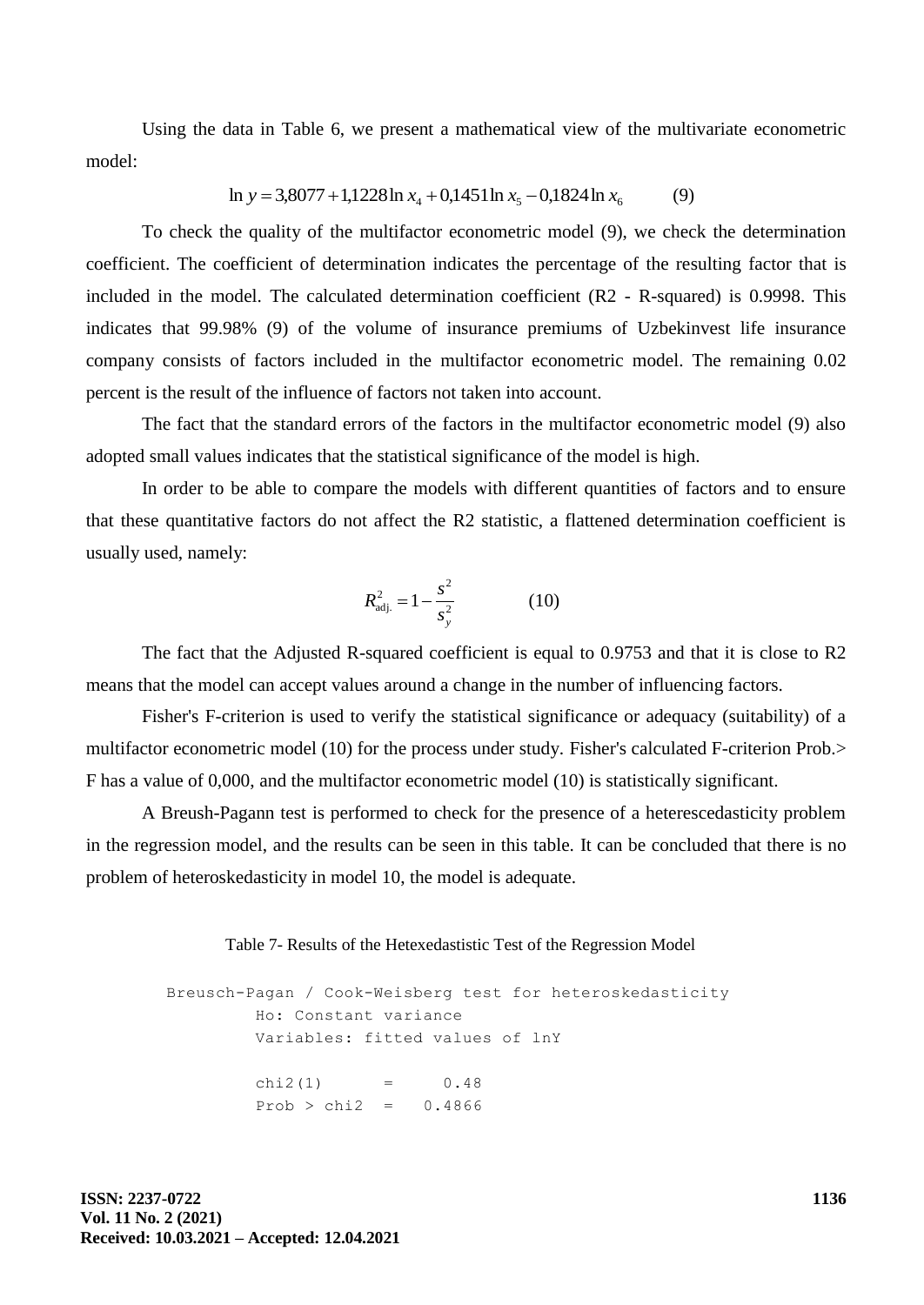Using the data in Table 6, we present a mathematical view of the multivariate econometric model:

$$\ln y = 3{,}8077 + 1{,}1228 \ln x_4 + 0{,}1451 \ln x_5 - 0{,}1824 \ln x_6 \qquad (9)$$

To check the quality of the multifactor econometric model (9), we check the determination coefficient. The coefficient of determination indicates the percentage of the resulting factor that is included in the model. The calculated determination coefficient (R2 - R-squared) is 0.9998. This indicates that 99.98% (9) of the volume of insurance premiums of Uzbekinvest life insurance company consists of factors included in the multifactor econometric model. The remaining 0.02 percent is the result of the influence of factors not taken into account.

The fact that the standard errors of the factors in the multifactor econometric model (9) also adopted small values indicates that the statistical significance of the model is high.

In order to be able to compare the models with different quantities of factors and to ensure that these quantitative factors do not affect the R2 statistic, a flattened determination coefficient is usually used, namely:

$$R^2_{\text{adj.}} = 1 - \frac{s^2}{s_y^2} \qquad (10)$$

The fact that the Adjusted R-squared coefficient is equal to 0.9753 and that it is close to R2 means that the model can accept values around a change in the number of influencing factors.

Fisher's F-criterion is used to verify the statistical significance or adequacy (suitability) of a multifactor econometric model (10) for the process under study. Fisher's calculated F-criterion Prob.> F has a value of 0,000, and the multifactor econometric model (10) is statistically significant.

A Breush-Pagann test is performed to check for the presence of a heterescedasticity problem in the regression model, and the results can be seen in this table. It can be concluded that there is no problem of heteroskedasticity in model 10, the model is adequate.

Table 7- Results of the Hetexedastistic Test of the Regression Model

```
Breusch-Pagan / Cook-Weisberg test for heteroskedasticity
         Ho: Constant variance
         Variables: fitted values of lnY

         chi2(1)      =     0.48
         Prob > chi2  =   0.4866
```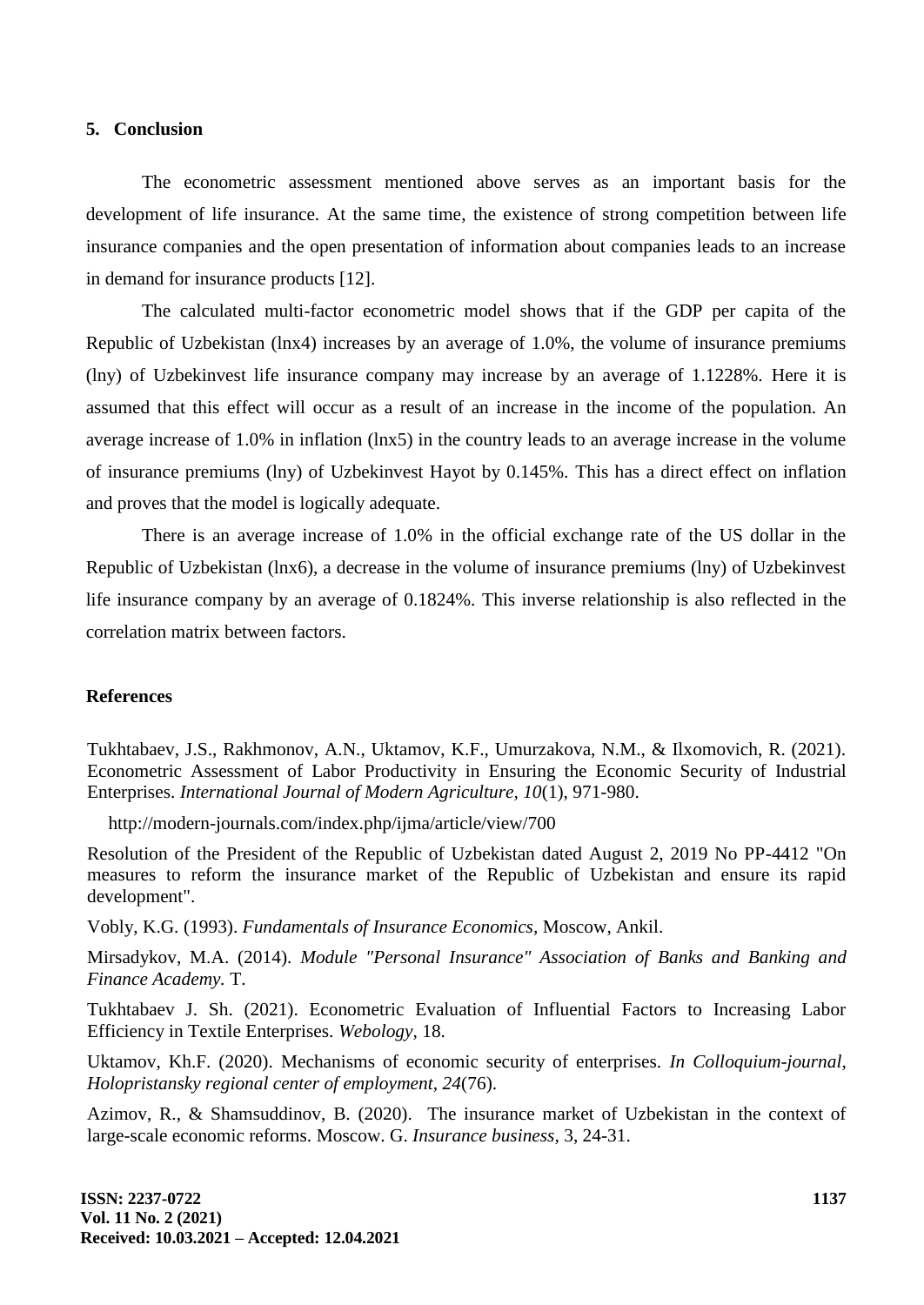## 5. Conclusion

The econometric assessment mentioned above serves as an important basis for the development of life insurance. At the same time, the existence of strong competition between life insurance companies and the open presentation of information about companies leads to an increase in demand for insurance products [12].

The calculated multi-factor econometric model shows that if the GDP per capita of the Republic of Uzbekistan (lnx4) increases by an average of 1.0%, the volume of insurance premiums (lny) of Uzbekinvest life insurance company may increase by an average of 1.1228%. Here it is assumed that this effect will occur as a result of an increase in the income of the population. An average increase of 1.0% in inflation (lnx5) in the country leads to an average increase in the volume of insurance premiums (lny) of Uzbekinvest Hayot by 0.145%. This has a direct effect on inflation and proves that the model is logically adequate.

There is an average increase of 1.0% in the official exchange rate of the US dollar in the Republic of Uzbekistan (lnx6), a decrease in the volume of insurance premiums (lny) of Uzbekinvest life insurance company by an average of 0.1824%. This inverse relationship is also reflected in the correlation matrix between factors.

## References

Tukhtabaev, J.S., Rakhmonov, A.N., Uktamov, K.F., Umurzakova, N.M., & Ilxomovich, R. (2021). Econometric Assessment of Labor Productivity in Ensuring the Economic Security of Industrial Enterprises. *International Journal of Modern Agriculture, 10*(1), 971-980.

http://modern-journals.com/index.php/ijma/article/view/700

Resolution of the President of the Republic of Uzbekistan dated August 2, 2019 No PP-4412 "On measures to reform the insurance market of the Republic of Uzbekistan and ensure its rapid development".

Vobly, K.G. (1993). *Fundamentals of Insurance Economics*, Moscow, Ankil.

Mirsadykov, M.A. (2014). *Module "Personal Insurance" Association of Banks and Banking and Finance Academy.* T.

Tukhtabaev J. Sh. (2021). Econometric Evaluation of Influential Factors to Increasing Labor Efficiency in Textile Enterprises. *Webology*, 18.

Uktamov, Kh.F. (2020). Mechanisms of economic security of enterprises. *In Colloquium-journal, Holopristansky regional center of employment, 24*(76).

Azimov, R., & Shamsuddinov, B. (2020). The insurance market of Uzbekistan in the context of large-scale economic reforms. Moscow. G. *Insurance business*, 3, 24-31.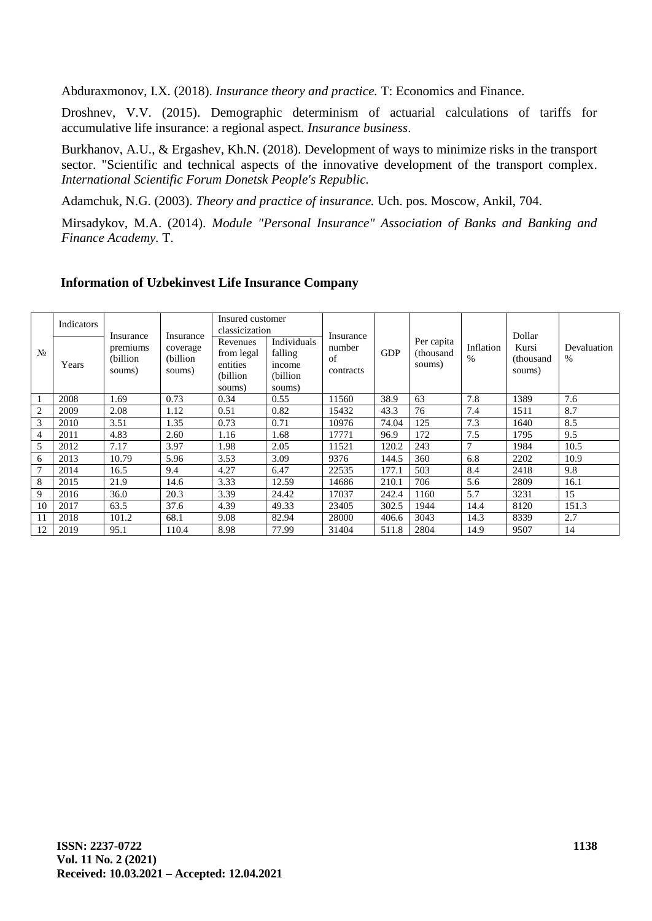Abduraxmonov, I.X. (2018). *Insurance theory and practice.* T: Economics and Finance.

Droshnev, V.V. (2015). Demographic determinism of actuarial calculations of tariffs for accumulative life insurance: a regional aspect. *Insurance business*.

Burkhanov, A.U., & Ergashev, Kh.N. (2018). Development of ways to minimize risks in the transport sector. "Scientific and technical aspects of the innovative development of the transport complex. *International Scientific Forum Donetsk People's Republic.*

Adamchuk, N.G. (2003). *Theory and practice of insurance.* Uch. pos. Moscow, Ankil, 704.

Mirsadykov, M.A. (2014). *Module "Personal Insurance" Association of Banks and Banking and Finance Academy.* T.

**Information of Uzbekinvest Life Insurance Company**

| № | Indicators | Insurance premiums (billion soums) | Insurance coverage (billion soums) | Insured customer classicization | | Insurance number of contracts | GDP | Per capita (thousand soums) | Inflation % | Dollar Kursi (thousand soums) | Devaluation % |
|---|---|---|---|---|---|---|---|---|---|---|---|
| | Years | | | Revenues from legal entities (billion soums) | Individuals falling income (billion soums) | | | | | | |
| 1 | 2008 | 1.69 | 0.73 | 0.34 | 0.55 | 11560 | 38.9 | 63 | 7.8 | 1389 | 7.6 |
| 2 | 2009 | 2.08 | 1.12 | 0.51 | 0.82 | 15432 | 43.3 | 76 | 7.4 | 1511 | 8.7 |
| 3 | 2010 | 3.51 | 1.35 | 0.73 | 0.71 | 10976 | 74.04 | 125 | 7.3 | 1640 | 8.5 |
| 4 | 2011 | 4.83 | 2.60 | 1.16 | 1.68 | 17771 | 96.9 | 172 | 7.5 | 1795 | 9.5 |
| 5 | 2012 | 7.17 | 3.97 | 1.98 | 2.05 | 11521 | 120.2 | 243 | 7 | 1984 | 10.5 |
| 6 | 2013 | 10.79 | 5.96 | 3.53 | 3.09 | 9376 | 144.5 | 360 | 6.8 | 2202 | 10.9 |
| 7 | 2014 | 16.5 | 9.4 | 4.27 | 6.47 | 22535 | 177.1 | 503 | 8.4 | 2418 | 9.8 |
| 8 | 2015 | 21.9 | 14.6 | 3.33 | 12.59 | 14686 | 210.1 | 706 | 5.6 | 2809 | 16.1 |
| 9 | 2016 | 36.0 | 20.3 | 3.39 | 24.42 | 17037 | 242.4 | 1160 | 5.7 | 3231 | 15 |
| 10 | 2017 | 63.5 | 37.6 | 4.39 | 49.33 | 23405 | 302.5 | 1944 | 14.4 | 8120 | 151.3 |
| 11 | 2018 | 101.2 | 68.1 | 9.08 | 82.94 | 28000 | 406.6 | 3043 | 14.3 | 8339 | 2.7 |
| 12 | 2019 | 95.1 | 110.4 | 8.98 | 77.99 | 31404 | 511.8 | 2804 | 14.9 | 9507 | 14 |